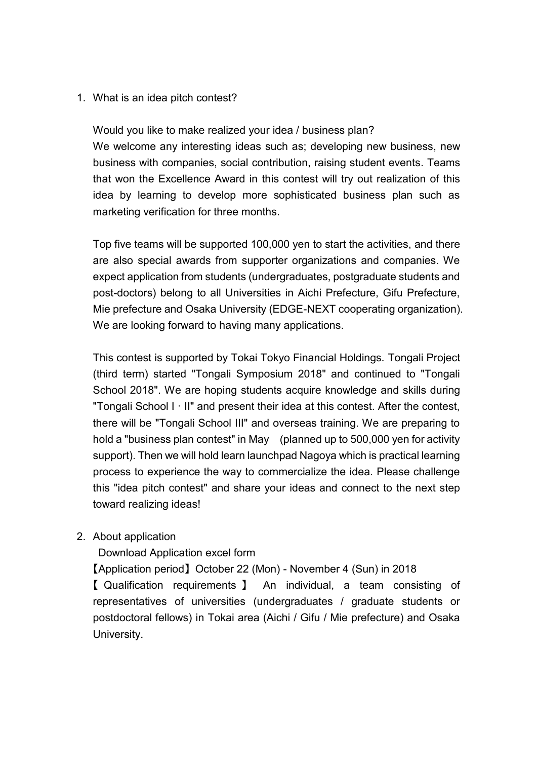1. What is an idea pitch contest?

   Would you like to make realized your idea / business plan?
   We welcome any interesting ideas such as; developing new business, new business with companies, social contribution, raising student events. Teams that won the Excellence Award in this contest will try out realization of this idea by learning to develop more sophisticated business plan such as marketing verification for three months.

   Top five teams will be supported 100,000 yen to start the activities, and there are also special awards from supporter organizations and companies. We expect application from students (undergraduates, postgraduate students and post-doctors) belong to all Universities in Aichi Prefecture, Gifu Prefecture, Mie prefecture and Osaka University (EDGE-NEXT cooperating organization). We are looking forward to having many applications.

   This contest is supported by Tokai Tokyo Financial Holdings. Tongali Project (third term) started "Tongali Symposium 2018" and continued to "Tongali School 2018". We are hoping students acquire knowledge and skills during "Tongali School I · II" and present their idea at this contest. After the contest, there will be "Tongali School III" and overseas training. We are preparing to hold a "business plan contest" in May (planned up to 500,000 yen for activity support). Then we will hold learn launchpad Nagoya which is practical learning process to experience the way to commercialize the idea. Please challenge this "idea pitch contest" and share your ideas and connect to the next step toward realizing ideas!

2. About application

   Download Application excel form

   【Application period】October 22 (Mon) - November 4 (Sun) in 2018

   【Qualification requirements】 An individual, a team consisting of representatives of universities (undergraduates / graduate students or postdoctoral fellows) in Tokai area (Aichi / Gifu / Mie prefecture) and Osaka University.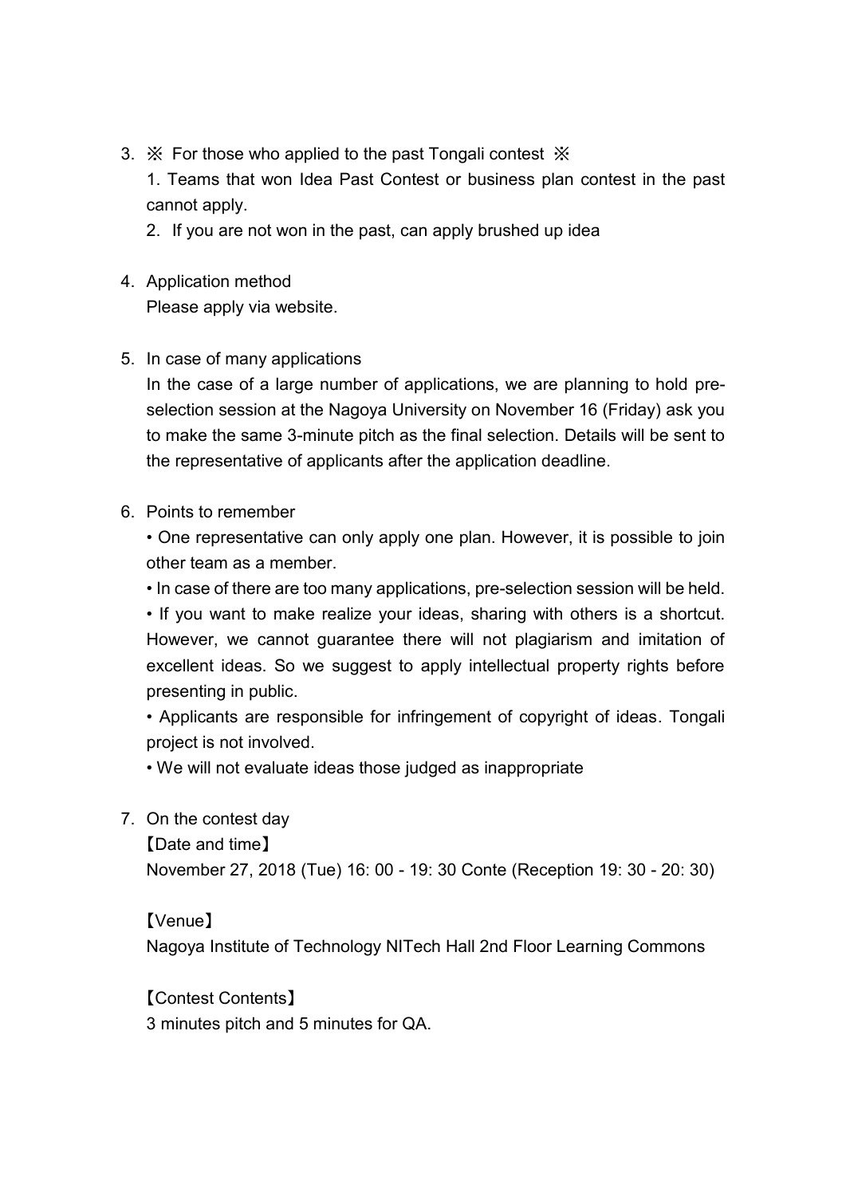3. ※ For those who applied to the past Tongali contest ※

   1. Teams that won Idea Past Contest or business plan contest in the past cannot apply.
   2. If you are not won in the past, can apply brushed up idea

4. Application method

   Please apply via website.

5. In case of many applications

   In the case of a large number of applications, we are planning to hold pre-selection session at the Nagoya University on November 16 (Friday) ask you to make the same 3-minute pitch as the final selection. Details will be sent to the representative of applicants after the application deadline.

6. Points to remember

   • One representative can only apply one plan. However, it is possible to join other team as a member.

   • In case of there are too many applications, pre-selection session will be held.

   • If you want to make realize your ideas, sharing with others is a shortcut. However, we cannot guarantee there will not plagiarism and imitation of excellent ideas. So we suggest to apply intellectual property rights before presenting in public.

   • Applicants are responsible for infringement of copyright of ideas. Tongali project is not involved.

   • We will not evaluate ideas those judged as inappropriate

7. On the contest day

   【Date and time】

   November 27, 2018 (Tue) 16: 00 - 19: 30 Conte (Reception 19: 30 - 20: 30)

   【Venue】

   Nagoya Institute of Technology NITech Hall 2nd Floor Learning Commons

   【Contest Contents】

   3 minutes pitch and 5 minutes for QA.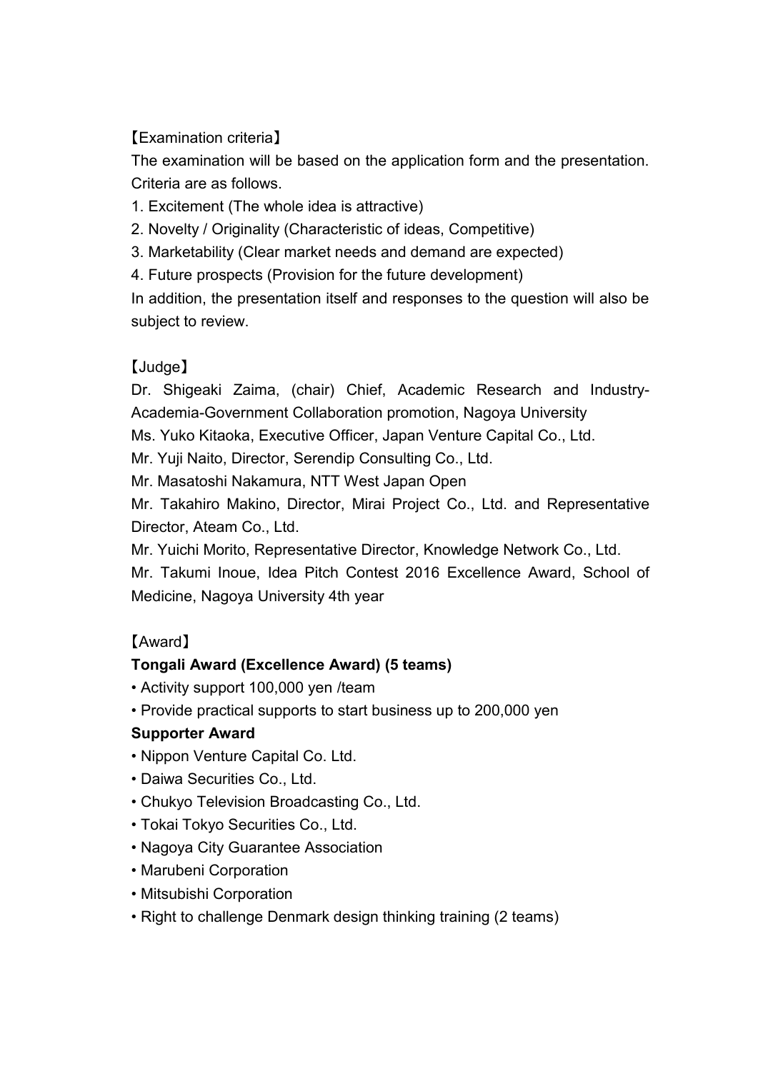【Examination criteria】

The examination will be based on the application form and the presentation. Criteria are as follows.

1. Excitement (The whole idea is attractive)
2. Novelty / Originality (Characteristic of ideas, Competitive)
3. Marketability (Clear market needs and demand are expected)
4. Future prospects (Provision for the future development)

In addition, the presentation itself and responses to the question will also be subject to review.

【Judge】

Dr. Shigeaki Zaima, (chair) Chief, Academic Research and Industry-Academia-Government Collaboration promotion, Nagoya University

Ms. Yuko Kitaoka, Executive Officer, Japan Venture Capital Co., Ltd.

Mr. Yuji Naito, Director, Serendip Consulting Co., Ltd.

Mr. Masatoshi Nakamura, NTT West Japan Open

Mr. Takahiro Makino, Director, Mirai Project Co., Ltd. and Representative Director, Ateam Co., Ltd.

Mr. Yuichi Morito, Representative Director, Knowledge Network Co., Ltd.

Mr. Takumi Inoue, Idea Pitch Contest 2016 Excellence Award, School of Medicine, Nagoya University 4th year

【Award】

**Tongali Award (Excellence Award) (5 teams)**

- Activity support 100,000 yen /team
- Provide practical supports to start business up to 200,000 yen

**Supporter Award**

- Nippon Venture Capital Co. Ltd.
- Daiwa Securities Co., Ltd.
- Chukyo Television Broadcasting Co., Ltd.
- Tokai Tokyo Securities Co., Ltd.
- Nagoya City Guarantee Association
- Marubeni Corporation
- Mitsubishi Corporation
- Right to challenge Denmark design thinking training (2 teams)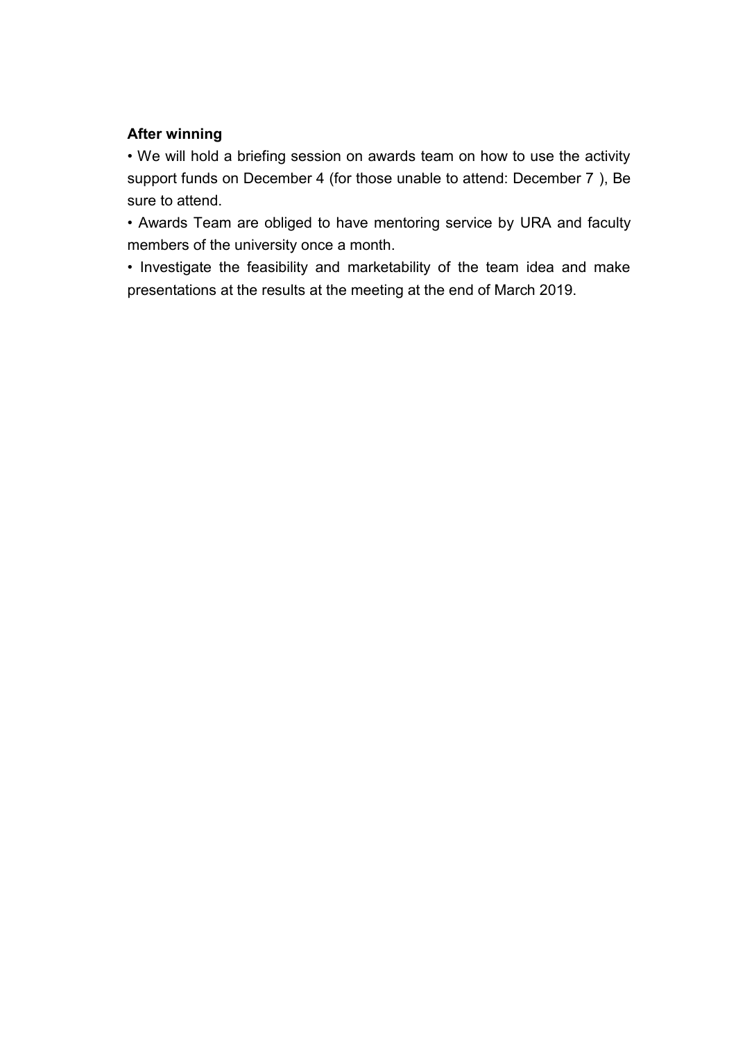**After winning**

- We will hold a briefing session on awards team on how to use the activity support funds on December 4 (for those unable to attend: December 7 ), Be sure to attend.
- Awards Team are obliged to have mentoring service by URA and faculty members of the university once a month.
- Investigate the feasibility and marketability of the team idea and make presentations at the results at the meeting at the end of March 2019.